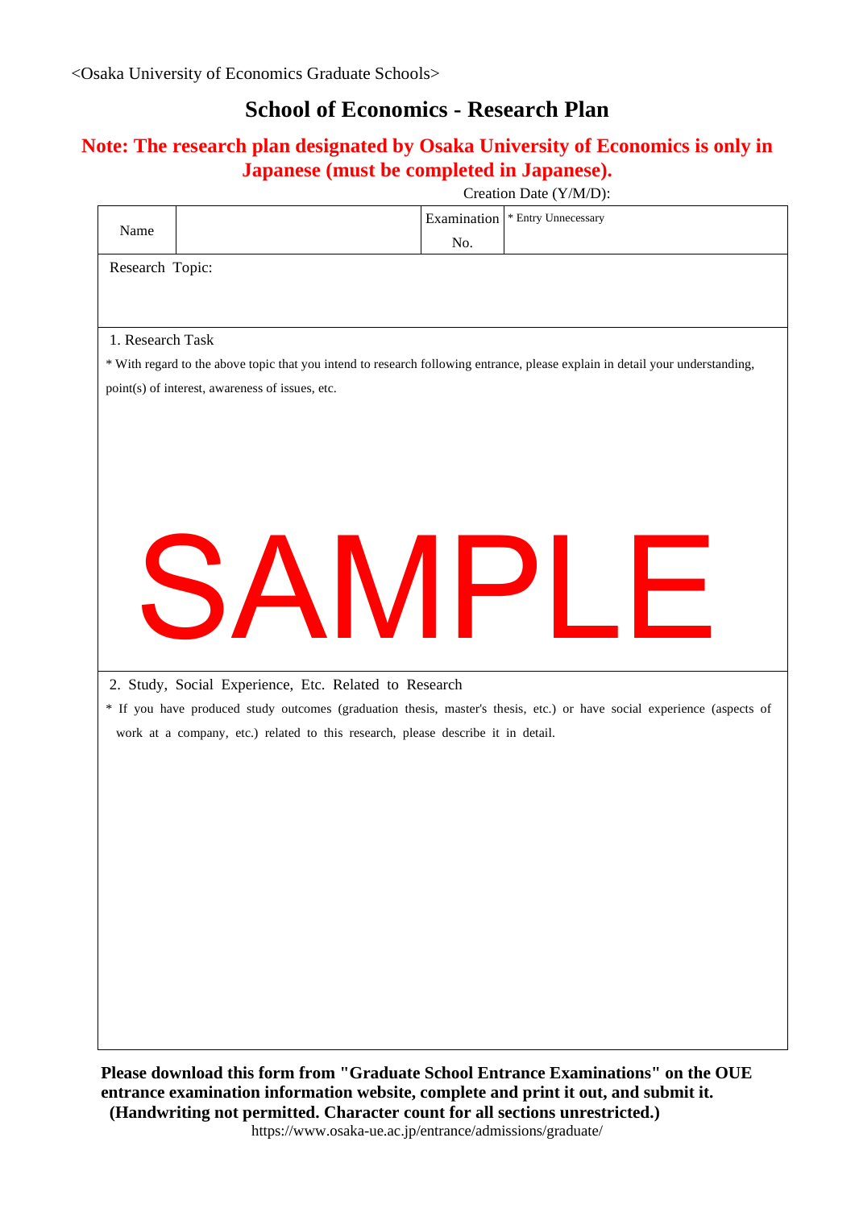<Osaka University of Economics Graduate Schools>

# School of Economics - Research Plan

**Note: The research plan designated by Osaka University of Economics is only in Japanese (must be completed in Japanese).**

Creation Date (Y/M/D):

| Name | | Examination No. | * Entry Unnecessary |
|---|---|---|---|

Research Topic:

1. Research Task

* With regard to the above topic that you intend to research following entrance, please explain in detail your understanding, point(s) of interest, awareness of issues, etc.

SAMPLE

2. Study, Social Experience, Etc. Related to Research

* If you have produced study outcomes (graduation thesis, master's thesis, etc.) or have social experience (aspects of work at a company, etc.) related to this research, please describe it in detail.

**Please download this form from "Graduate School Entrance Examinations" on the OUE entrance examination information website, complete and print it out, and submit it.**
**(Handwriting not permitted. Character count for all sections unrestricted.)**

https://www.osaka-ue.ac.jp/entrance/admissions/graduate/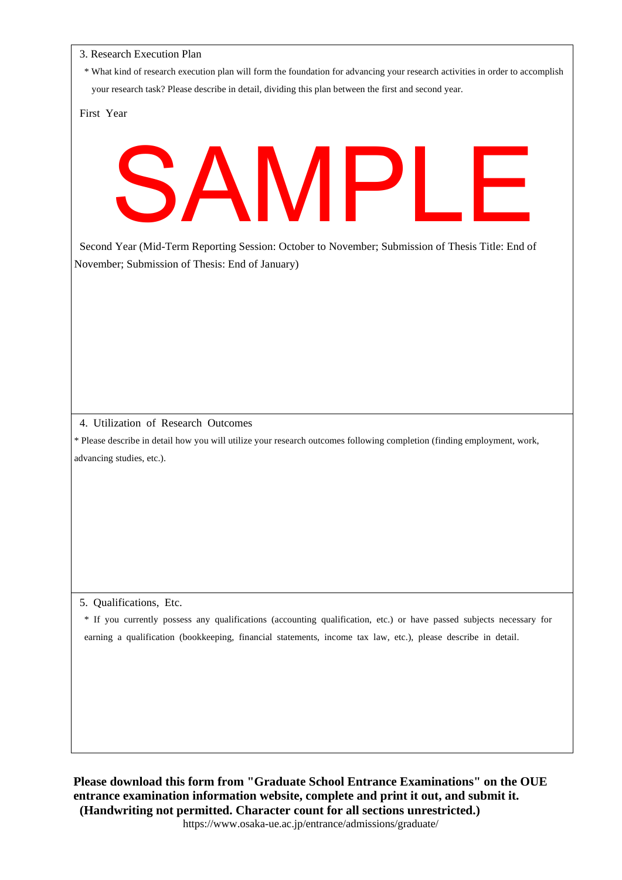3. Research Execution Plan

\* What kind of research execution plan will form the foundation for advancing your research activities in order to accomplish your research task? Please describe in detail, dividing this plan between the first and second year.

First Year

SAMPLE

Second Year (Mid-Term Reporting Session: October to November; Submission of Thesis Title: End of November; Submission of Thesis: End of January)

4. Utilization of Research Outcomes

\* Please describe in detail how you will utilize your research outcomes following completion (finding employment, work, advancing studies, etc.).

5. Qualifications, Etc.

\* If you currently possess any qualifications (accounting qualification, etc.) or have passed subjects necessary for earning a qualification (bookkeeping, financial statements, income tax law, etc.), please describe in detail.

**Please download this form from "Graduate School Entrance Examinations" on the OUE entrance examination information website, complete and print it out, and submit it.**
**(Handwriting not permitted. Character count for all sections unrestricted.)**

https://www.osaka-ue.ac.jp/entrance/admissions/graduate/